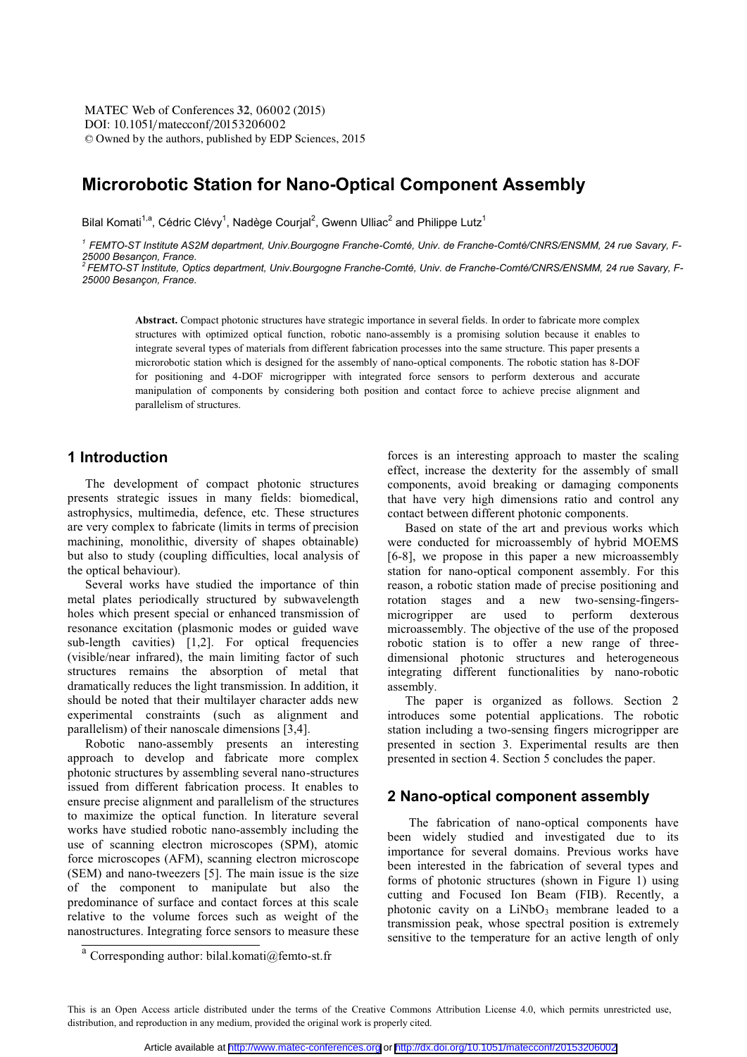# Microrobotic Station for Nano-Optical Component Assembly

Bilal Komati[1,a], Cédric Clévy[1], Nadège Courjal[2], Gwenn Ulliac[2] and Philippe Lutz[1]

[1] FEMTO-ST Institute AS2M department, Univ.Bourgogne Franche-Comté, Univ. de Franche-Comté/CNRS/ENSMM, 24 rue Savary, F-25000 Besançon, France.
[2] FEMTO-ST Institute, Optics department, Univ.Bourgogne Franche-Comté, Univ. de Franche-Comté/CNRS/ENSMM, 24 rue Savary, F-25000 Besançon, France.

**Abstract.** Compact photonic structures have strategic importance in several fields. In order to fabricate more complex structures with optimized optical function, robotic nano-assembly is a promising solution because it enables to integrate several types of materials from different fabrication processes into the same structure. This paper presents a microrobotic station which is designed for the assembly of nano-optical components. The robotic station has 8-DOF for positioning and 4-DOF microgripper with integrated force sensors to perform dexterous and accurate manipulation of components by considering both position and contact force to achieve precise alignment and parallelism of structures.

## 1 Introduction

The development of compact photonic structures presents strategic issues in many fields: biomedical, astrophysics, multimedia, defence, etc. These structures are very complex to fabricate (limits in terms of precision machining, monolithic, diversity of shapes obtainable) but also to study (coupling difficulties, local analysis of the optical behaviour).

Several works have studied the importance of thin metal plates periodically structured by subwavelength holes which present special or enhanced transmission of resonance excitation (plasmonic modes or guided wave sub-length cavities) [1,2]. For optical frequencies (visible/near infrared), the main limiting factor of such structures remains the absorption of metal that dramatically reduces the light transmission. In addition, it should be noted that their multilayer character adds new experimental constraints (such as alignment and parallelism) of their nanoscale dimensions [3,4].

Robotic nano-assembly presents an interesting approach to develop and fabricate more complex photonic structures by assembling several nano-structures issued from different fabrication process. It enables to ensure precise alignment and parallelism of the structures to maximize the optical function. In literature several works have studied robotic nano-assembly including the use of scanning electron microscopes (SPM), atomic force microscopes (AFM), scanning electron microscope (SEM) and nano-tweezers [5]. The main issue is the size of the component to manipulate but also the predominance of surface and contact forces at this scale relative to the volume forces such as weight of the nanostructures. Integrating force sensors to measure these forces is an interesting approach to master the scaling effect, increase the dexterity for the assembly of small components, avoid breaking or damaging components that have very high dimensions ratio and control any contact between different photonic components.

Based on state of the art and previous works which were conducted for microassembly of hybrid MOEMS [6-8], we propose in this paper a new microassembly station for nano-optical component assembly. For this reason, a robotic station made of precise positioning and rotation stages and a new two-sensing-fingers-microgripper are used to perform dexterous microassembly. The objective of the use of the proposed robotic station is to offer a new range of three-dimensional photonic structures and heterogeneous integrating different functionalities by nano-robotic assembly.

The paper is organized as follows. Section 2 introduces some potential applications. The robotic station including a two-sensing fingers microgripper are presented in section 3. Experimental results are then presented in section 4. Section 5 concludes the paper.

## 2 Nano-optical component assembly

The fabrication of nano-optical components have been widely studied and investigated due to its importance for several domains. Previous works have been interested in the fabrication of several types and forms of photonic structures (shown in Figure 1) using cutting and Focused Ion Beam (FIB). Recently, a photonic cavity on a $LiNbO_3$ membrane leaded to a transmission peak, whose spectral position is extremely sensitive to the temperature for an active length of only

[a] Corresponding author: bilal.komati@femto-st.fr

This is an Open Access article distributed under the terms of the Creative Commons Attribution License 4.0, which permits unrestricted use, distribution, and reproduction in any medium, provided the original work is properly cited.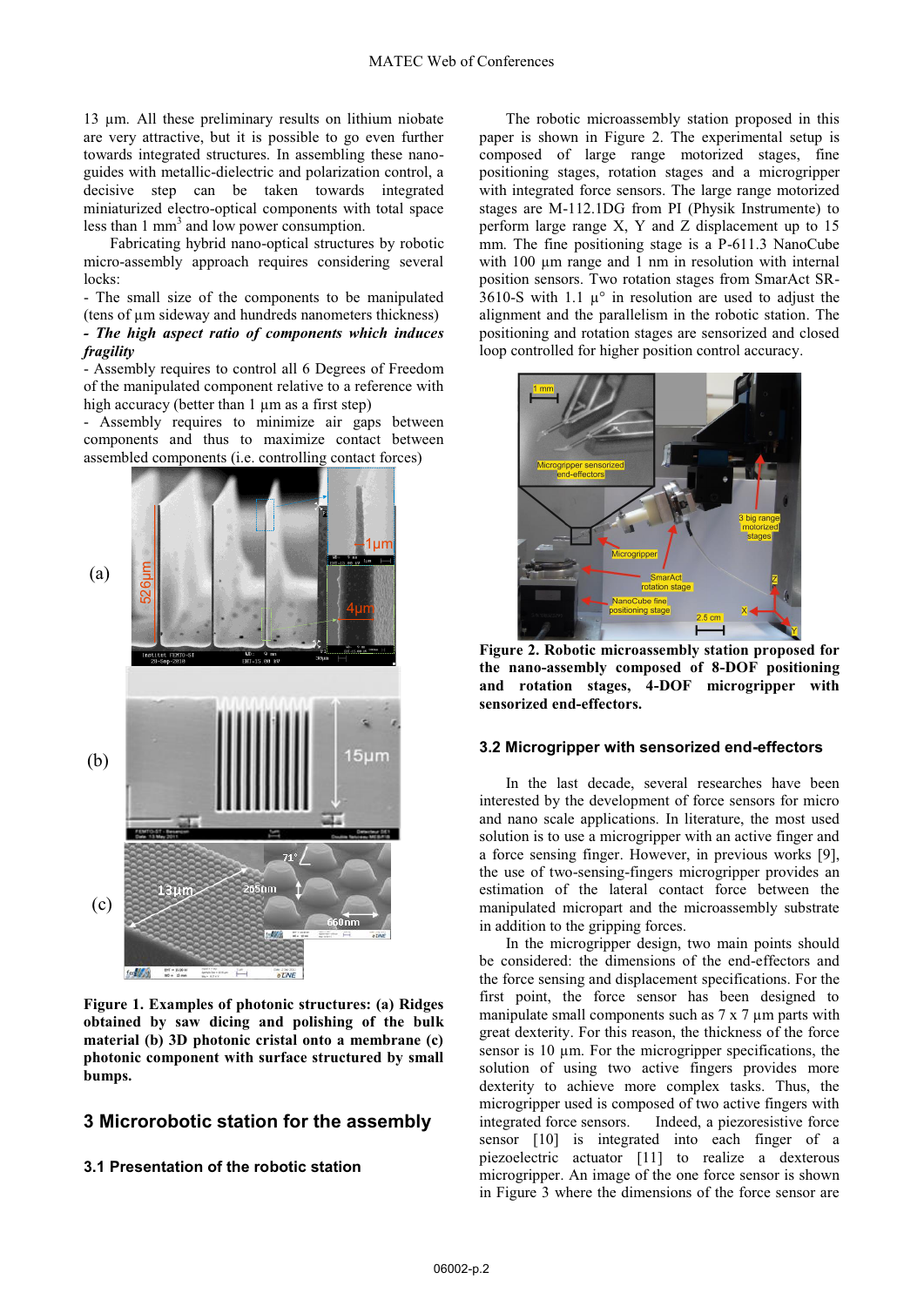13 µm. All these preliminary results on lithium niobate are very attractive, but it is possible to go even further towards integrated structures. In assembling these nano-guides with metallic-dielectric and polarization control, a decisive step can be taken towards integrated miniaturized electro-optical components with total space less than 1 $mm^3$ and low power consumption.

Fabricating hybrid nano-optical structures by robotic micro-assembly approach requires considering several locks:

- The small size of the components to be manipulated (tens of µm sideway and hundreds nanometers thickness)
- ***The high aspect ratio of components which induces fragility***
- Assembly requires to control all 6 Degrees of Freedom of the manipulated component relative to a reference with high accuracy (better than 1 µm as a first step)
- Assembly requires to minimize air gaps between components and thus to maximize contact between assembled components (i.e. controlling contact forces)

**Figure 1. Examples of photonic structures: (a) Ridges obtained by saw dicing and polishing of the bulk material (b) 3D photonic cristal onto a membrane (c) photonic component with surface structured by small bumps.**

## 3 Microrobotic station for the assembly

### 3.1 Presentation of the robotic station

The robotic microassembly station proposed in this paper is shown in Figure 2. The experimental setup is composed of large range motorized stages, fine positioning stages, rotation stages and a microgripper with integrated force sensors. The large range motorized stages are M-112.1DG from PI (Physik Instrumente) to perform large range X, Y and Z displacement up to 15 mm. The fine positioning stage is a P-611.3 NanoCube with 100 µm range and 1 nm in resolution with internal position sensors. Two rotation stages from SmarAct SR-3610-S with 1.1 µ° in resolution are used to adjust the alignment and the parallelism in the robotic station. The positioning and rotation stages are sensorized and closed loop controlled for higher position control accuracy.

**Figure 2. Robotic microassembly station proposed for the nano-assembly composed of 8-DOF positioning and rotation stages, 4-DOF microgripper with sensorized end-effectors.**

### 3.2 Microgripper with sensorized end-effectors

In the last decade, several researches have been interested by the development of force sensors for micro and nano scale applications. In literature, the most used solution is to use a microgripper with an active finger and a force sensing finger. However, in previous works [9], the use of two-sensing-fingers microgripper provides an estimation of the lateral contact force between the manipulated micropart and the microassembly substrate in addition to the gripping forces.

In the microgripper design, two main points should be considered: the dimensions of the end-effectors and the force sensing and displacement specifications. For the first point, the force sensor has been designed to manipulate small components such as 7 x 7 µm parts with great dexterity. For this reason, the thickness of the force sensor is 10 µm. For the microgripper specifications, the solution of using two active fingers provides more dexterity to achieve more complex tasks. Thus, the microgripper used is composed of two active fingers with integrated force sensors. Indeed, a piezoresistive force sensor [10] is integrated into each finger of a piezoelectric actuator [11] to realize a dexterous microgripper. An image of the one force sensor is shown in Figure 3 where the dimensions of the force sensor are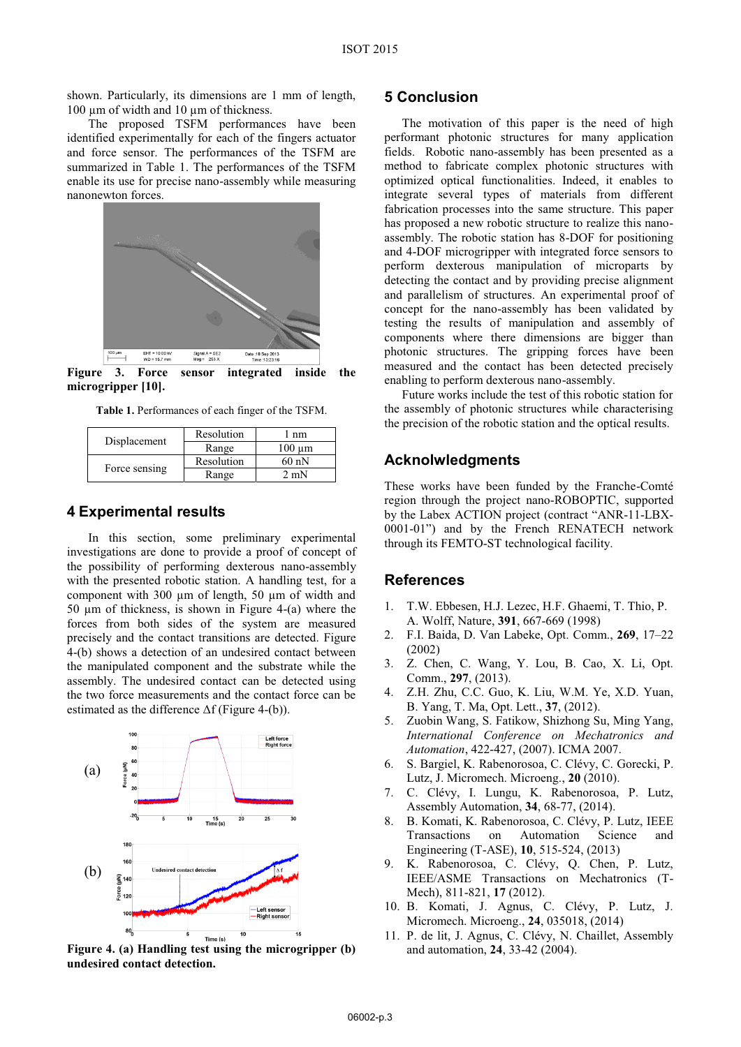shown. Particularly, its dimensions are 1 mm of length, 100 µm of width and 10 µm of thickness.

The proposed TSFM performances have been identified experimentally for each of the fingers actuator and force sensor. The performances of the TSFM are summarized in Table 1. The performances of the TSFM enable its use for precise nano-assembly while measuring nanonewton forces.

100 µm
EHT = 10.00 kV
WD = 15.7 mm
Signal A = SE2
Mag = 253 X
Date :18 Sep 2013
Time :13:23:16

**Figure 3. Force sensor integrated inside the microgripper [10].**

**Table 1.** Performances of each finger of the TSFM.

| | | |
|---|---|---|
| Displacement | Resolution | 1 nm |
| | Range | 100 µm |
| Force sensing | Resolution | 60 nN |
| | Range | 2 mN |

## 4 Experimental results

In this section, some preliminary experimental investigations are done to provide a proof of concept of the possibility of performing dexterous nano-assembly with the presented robotic station. A handling test, for a component with 300 µm of length, 50 µm of width and 50 µm of thickness, is shown in Figure 4-(a) where the forces from both sides of the system are measured precisely and the contact transitions are detected. Figure 4-(b) shows a detection of an undesired contact between the manipulated component and the substrate while the assembly. The undesired contact can be detected using the two force measurements and the contact force can be estimated as the difference Δf (Figure 4-(b)).

(a)
Force (µN)
100
80
60
40
20
0
-20
0
5
10
15
20
25
30
Time (s)
Left force
Right force

(b)
Force (µN)
180
160
140
120
100
80
5
10
15
Time (s)
Undesired contact detection
Δf
Left sensor
Right sensor

**Figure 4. (a) Handling test using the microgripper (b) undesired contact detection.**

## 5 Conclusion

The motivation of this paper is the need of high performant photonic structures for many application fields. Robotic nano-assembly has been presented as a method to fabricate complex photonic structures with optimized optical functionalities. Indeed, it enables to integrate several types of materials from different fabrication processes into the same structure. This paper has proposed a new robotic structure to realize this nano-assembly. The robotic station has 8-DOF for positioning and 4-DOF microgripper with integrated force sensors to perform dexterous manipulation of microparts by detecting the contact and by providing precise alignment and parallelism of structures. An experimental proof of concept for the nano-assembly has been validated by testing the results of manipulation and assembly of components where there dimensions are bigger than photonic structures. The gripping forces have been measured and the contact has been detected precisely enabling to perform dexterous nano-assembly.

Future works include the test of this robotic station for the assembly of photonic structures while characterising the precision of the robotic station and the optical results.

## Acknolwledgments

These works have been funded by the Franche-Comté region through the project nano-ROBOPTIC, supported by the Labex ACTION project (contract "ANR-11-LBX-0001-01") and by the French RENATECH network through its FEMTO-ST technological facility.

## References

1. T.W. Ebbesen, H.J. Lezec, H.F. Ghaemi, T. Thio, P. A. Wolff, Nature, **391**, 667-669 (1998)
2. F.I. Baida, D. Van Labeke, Opt. Comm., **269**, 17–22 (2002)
3. Z. Chen, C. Wang, Y. Lou, B. Cao, X. Li, Opt. Comm., **297**, (2013).
4. Z.H. Zhu, C.C. Guo, K. Liu, W.M. Ye, X.D. Yuan, B. Yang, T. Ma, Opt. Lett., **37**, (2012).
5. Zuobin Wang, S. Fatikow, Shizhong Su, Ming Yang, *International Conference on Mechatronics and Automation*, 422-427, (2007). ICMA 2007.
6. S. Bargiel, K. Rabenorosoa, C. Clévy, C. Gorecki, P. Lutz, J. Micromech. Microeng., **20** (2010).
7. C. Clévy, I. Lungu, K. Rabenorosoa, P. Lutz, Assembly Automation, **34**, 68-77, (2014).
8. B. Komati, K. Rabenorosoa, C. Clévy, P. Lutz, IEEE Transactions on Automation Science and Engineering (T-ASE), **10**, 515-524, (2013)
9. K. Rabenorosoa, C. Clévy, Q. Chen, P. Lutz, IEEE/ASME Transactions on Mechatronics (T-Mech), 811-821, **17** (2012).
10. B. Komati, J. Agnus, C. Clévy, P. Lutz, J. Micromech. Microeng., **24**, 035018, (2014)
11. P. de lit, J. Agnus, C. Clévy, N. Chaillet, Assembly and automation, **24**, 33-42 (2004).